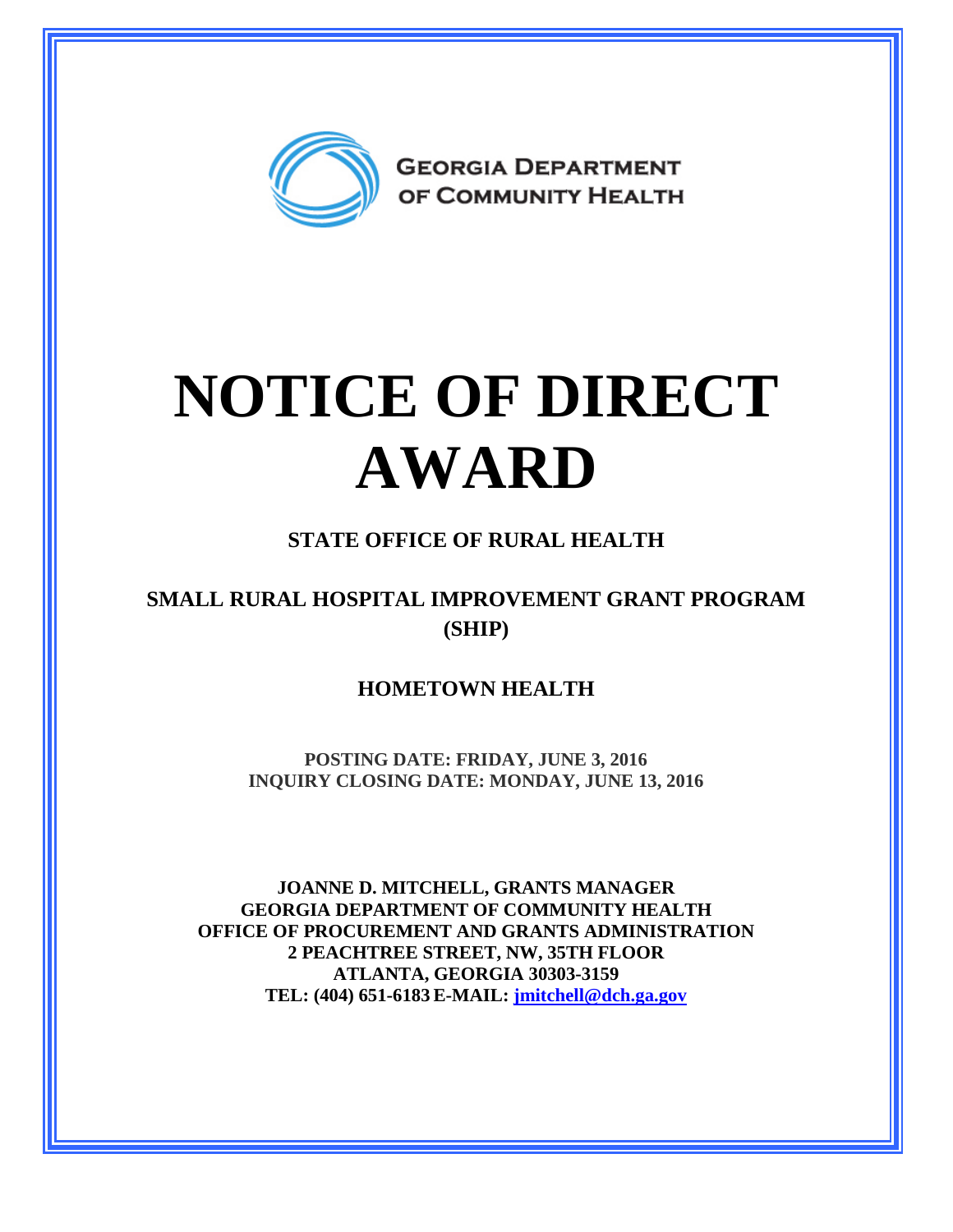GEORGIA DEPARTMENT OF COMMUNITY HEALTH

# NOTICE OF DIRECT AWARD

## STATE OFFICE OF RURAL HEALTH

## SMALL RURAL HOSPITAL IMPROVEMENT GRANT PROGRAM (SHIP)

## HOMETOWN HEALTH

**POSTING DATE: FRIDAY, JUNE 3, 2016**
**INQUIRY CLOSING DATE: MONDAY, JUNE 13, 2016**

**JOANNE D. MITCHELL, GRANTS MANAGER**
**GEORGIA DEPARTMENT OF COMMUNITY HEALTH**
**OFFICE OF PROCUREMENT AND GRANTS ADMINISTRATION**
**2 PEACHTREE STREET, NW, 35TH FLOOR**
**ATLANTA, GEORGIA 30303-3159**
**TEL: (404) 651-6183 E-MAIL: jmitchell@dch.ga.gov**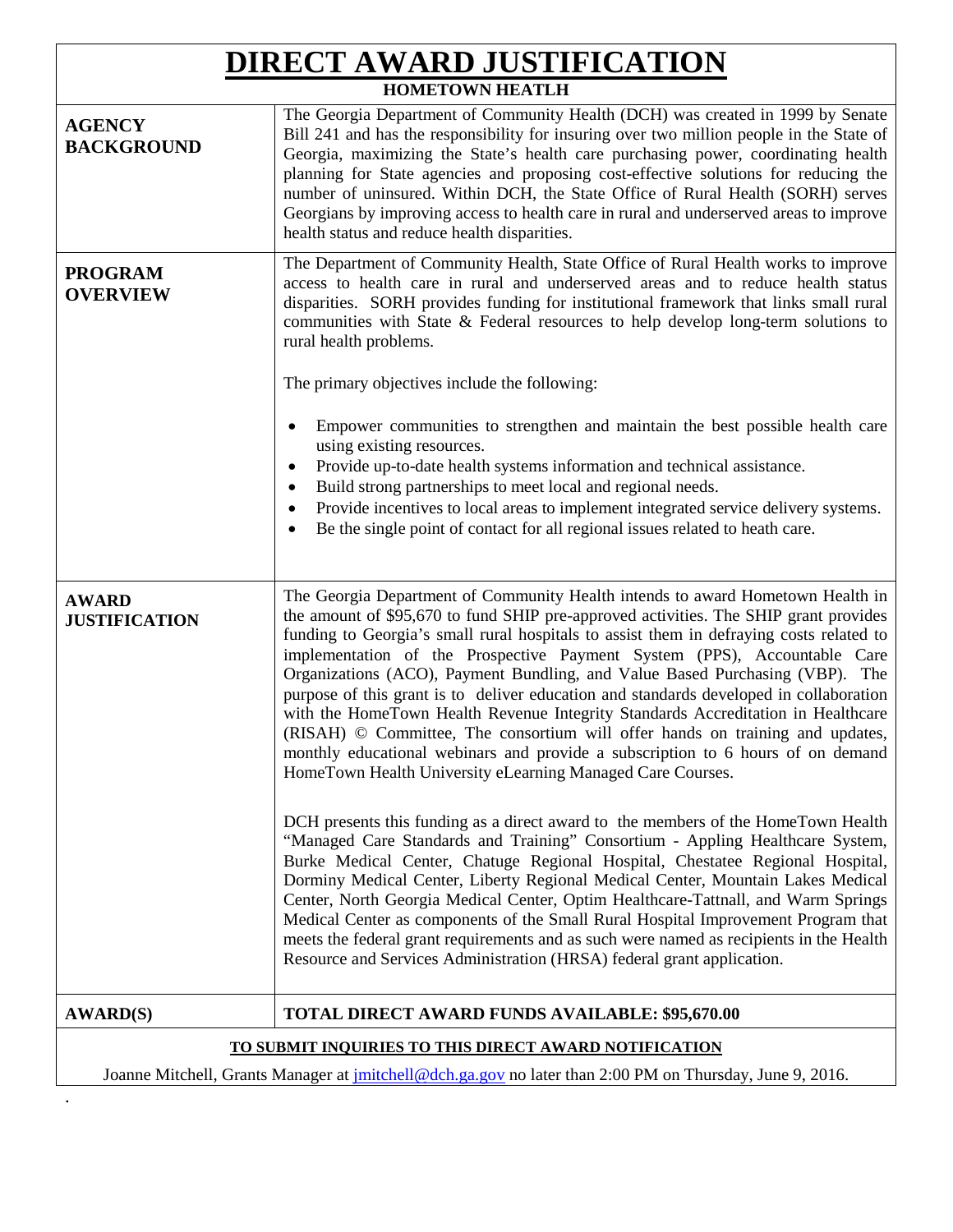# DIRECT AWARD JUSTIFICATION

**HOMETOWN HEATLH**

| | |
|---|---|
| **AGENCY BACKGROUND** | The Georgia Department of Community Health (DCH) was created in 1999 by Senate Bill 241 and has the responsibility for insuring over two million people in the State of Georgia, maximizing the State's health care purchasing power, coordinating health planning for State agencies and proposing cost-effective solutions for reducing the number of uninsured. Within DCH, the State Office of Rural Health (SORH) serves Georgians by improving access to health care in rural and underserved areas to improve health status and reduce health disparities. |
| **PROGRAM OVERVIEW** | The Department of Community Health, State Office of Rural Health works to improve access to health care in rural and underserved areas and to reduce health status disparities. SORH provides funding for institutional framework that links small rural communities with State & Federal resources to help develop long-term solutions to rural health problems.<br><br>The primary objectives include the following:<br><br>• Empower communities to strengthen and maintain the best possible health care using existing resources.<br>• Provide up-to-date health systems information and technical assistance.<br>• Build strong partnerships to meet local and regional needs.<br>• Provide incentives to local areas to implement integrated service delivery systems.<br>• Be the single point of contact for all regional issues related to heath care. |
| **AWARD JUSTIFICATION** | The Georgia Department of Community Health intends to award Hometown Health in the amount of $95,670 to fund SHIP pre-approved activities. The SHIP grant provides funding to Georgia's small rural hospitals to assist them in defraying costs related to implementation of the Prospective Payment System (PPS), Accountable Care Organizations (ACO), Payment Bundling, and Value Based Purchasing (VBP). The purpose of this grant is to deliver education and standards developed in collaboration with the HomeTown Health Revenue Integrity Standards Accreditation in Healthcare (RISAH) © Committee, The consortium will offer hands on training and updates, monthly educational webinars and provide a subscription to 6 hours of on demand HomeTown Health University eLearning Managed Care Courses.<br><br>DCH presents this funding as a direct award to the members of the HomeTown Health "Managed Care Standards and Training" Consortium - Appling Healthcare System, Burke Medical Center, Chatuge Regional Hospital, Chestatee Regional Hospital, Dorminy Medical Center, Liberty Regional Medical Center, Mountain Lakes Medical Center, North Georgia Medical Center, Optim Healthcare-Tattnall, and Warm Springs Medical Center as components of the Small Rural Hospital Improvement Program that meets the federal grant requirements and as such were named as recipients in the Health Resource and Services Administration (HRSA) federal grant application. |
| **AWARD(S)** | **TOTAL DIRECT AWARD FUNDS AVAILABLE: $95,670.00** |

**TO SUBMIT INQUIRIES TO THIS DIRECT AWARD NOTIFICATION**

Joanne Mitchell, Grants Manager at jmitchell@dch.ga.gov no later than 2:00 PM on Thursday, June 9, 2016.